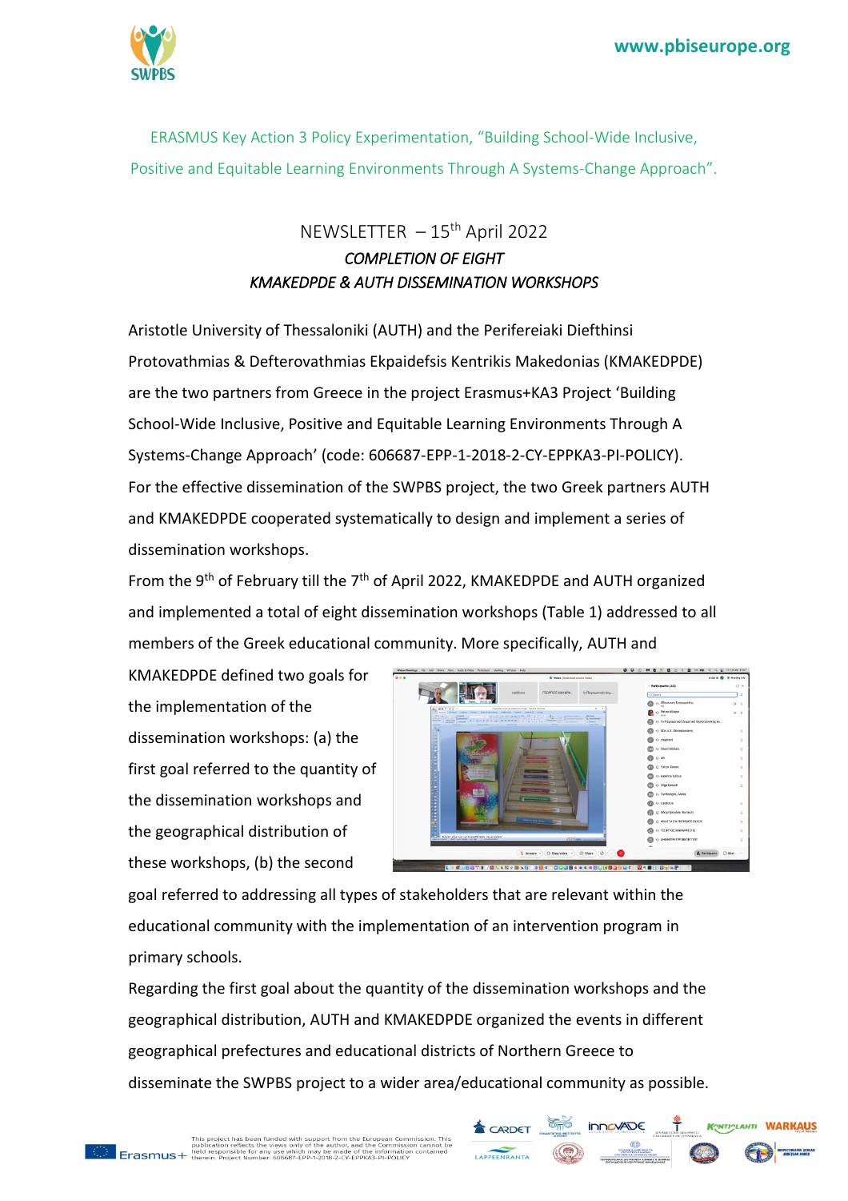ERASMUS Key Action 3 Policy Experimentation, "Building School-Wide Inclusive, Positive and Equitable Learning Environments Through A Systems-Change Approach".

# NEWSLETTER – 15th April 2022

## *COMPLETION OF EIGHT KMAKEDPDE & AUTH DISSEMINATION WORKSHOPS*

Aristotle University of Thessaloniki (AUTH) and the Perifereiaki Diefthinsi Protovathmias & Defterovathmias Ekpaidefsis Kentrikis Makedonias (KMAKEDPDE) are the two partners from Greece in the project Erasmus+KA3 Project 'Building School-Wide Inclusive, Positive and Equitable Learning Environments Through A Systems-Change Approach' (code: 606687-EPP-1-2018-2-CY-EPPKA3-PI-POLICY). For the effective dissemination of the SWPBS project, the two Greek partners AUTH and KMAKEDPDE cooperated systematically to design and implement a series of dissemination workshops.

From the 9th of February till the 7th of April 2022, KMAKEDPDE and AUTH organized and implemented a total of eight dissemination workshops (Table 1) addressed to all members of the Greek educational community. More specifically, AUTH and KMAKEDPDE defined two goals for the implementation of the dissemination workshops: (a) the first goal referred to the quantity of the dissemination workshops and the geographical distribution of these workshops, (b) the second goal referred to addressing all types of stakeholders that are relevant within the educational community with the implementation of an intervention program in primary schools.

Regarding the first goal about the quantity of the dissemination workshops and the geographical distribution, AUTH and KMAKEDPDE organized the events in different geographical prefectures and educational districts of Northern Greece to disseminate the SWPBS project to a wider area/educational community as possible.

This project has been funded with support from the European Commission. This publication reflects the views only of the author, and the Commission cannot be held responsible for any use which may be made of the information contained therein. Project Number: 606687-EPP-1-2018-2-CY-EPPKA3-PI-POLICY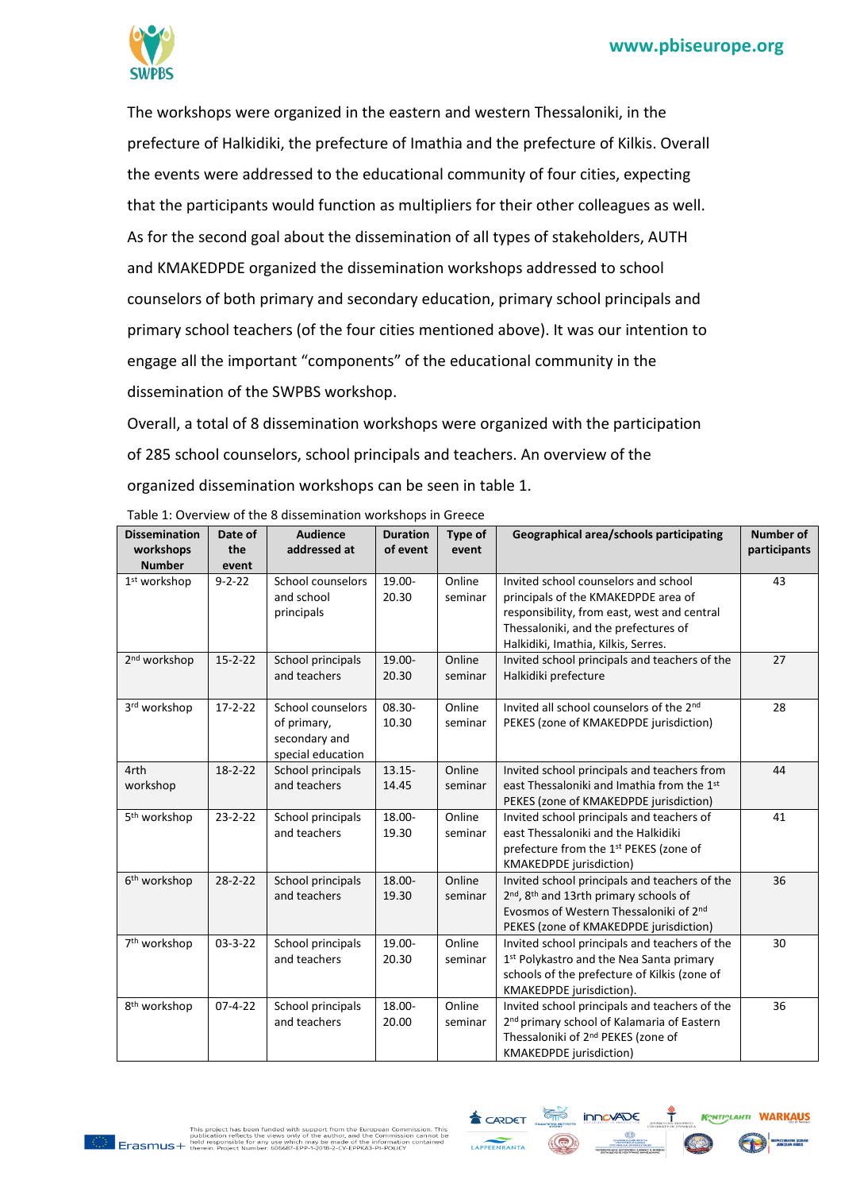The workshops were organized in the eastern and western Thessaloniki, in the prefecture of Halkidiki, the prefecture of Imathia and the prefecture of Kilkis. Overall the events were addressed to the educational community of four cities, expecting that the participants would function as multipliers for their other colleagues as well. As for the second goal about the dissemination of all types of stakeholders, AUTH and KMAKEDPDE organized the dissemination workshops addressed to school counselors of both primary and secondary education, primary school principals and primary school teachers (of the four cities mentioned above). It was our intention to engage all the important "components" of the educational community in the dissemination of the SWPBS workshop.

Overall, a total of 8 dissemination workshops were organized with the participation of 285 school counselors, school principals and teachers. An overview of the organized dissemination workshops can be seen in table 1.

Table 1: Overview of the 8 dissemination workshops in Greece

| Dissemination workshops Number | Date of the event | Audience addressed at | Duration of event | Type of event | Geographical area/schools participating | Number of participants |
|---|---|---|---|---|---|---|
| 1st workshop | 9-2-22 | School counselors and school principals | 19.00-20.30 | Online seminar | Invited school counselors and school principals of the KMAKEDPDE area of responsibility, from east, west and central Thessaloniki, and the prefectures of Halkidiki, Imathia, Kilkis, Serres. | 43 |
| 2nd workshop | 15-2-22 | School principals and teachers | 19.00-20.30 | Online seminar | Invited school principals and teachers of the Halkidiki prefecture | 27 |
| 3rd workshop | 17-2-22 | School counselors of primary, secondary and special education | 08.30-10.30 | Online seminar | Invited all school counselors of the 2nd PEKES (zone of KMAKEDPDE jurisdiction) | 28 |
| 4rth workshop | 18-2-22 | School principals and teachers | 13.15-14.45 | Online seminar | Invited school principals and teachers from east Thessaloniki and Imathia from the 1st PEKES (zone of KMAKEDPDE jurisdiction) | 44 |
| 5th workshop | 23-2-22 | School principals and teachers | 18.00-19.30 | Online seminar | Invited school principals and teachers of east Thessaloniki and the Halkidiki prefecture from the 1st PEKES (zone of KMAKEDPDE jurisdiction) | 41 |
| 6th workshop | 28-2-22 | School principals and teachers | 18.00-19.30 | Online seminar | Invited school principals and teachers of the 2nd, 8th and 13rth primary schools of Evosmos of Western Thessaloniki of 2nd PEKES (zone of KMAKEDPDE jurisdiction) | 36 |
| 7th workshop | 03-3-22 | School principals and teachers | 19.00-20.30 | Online seminar | Invited school principals and teachers of the 1st Polykastro and the Nea Santa primary schools of the prefecture of Kilkis (zone of KMAKEDPDE jurisdiction). | 30 |
| 8th workshop | 07-4-22 | School principals and teachers | 18.00-20.00 | Online seminar | Invited school principals and teachers of the 2nd primary school of Kalamaria of Eastern Thessaloniki of 2nd PEKES (zone of KMAKEDPDE jurisdiction) | 36 |